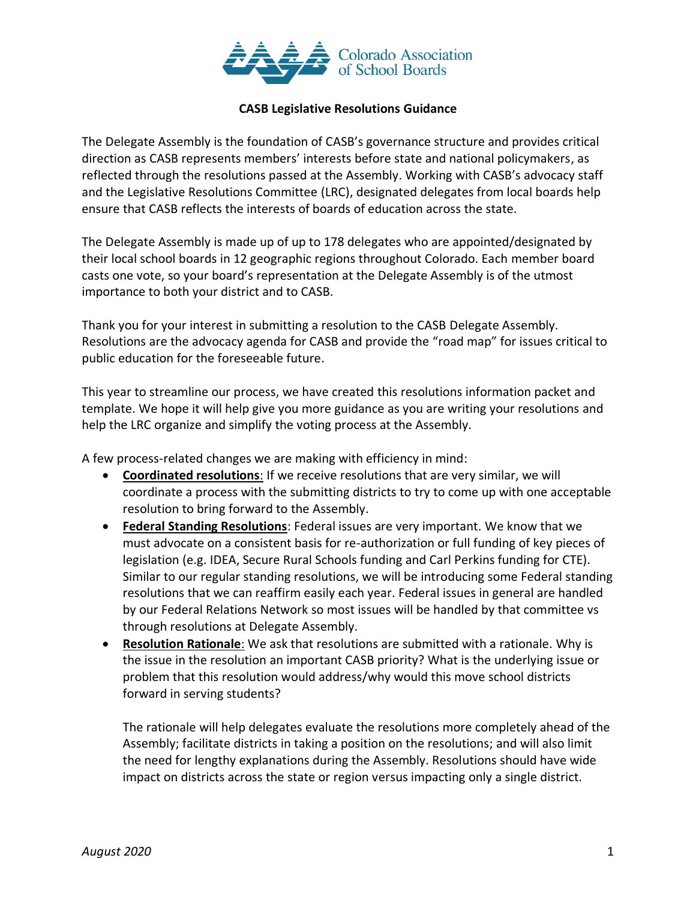Colorado Association of School Boards

# CASB Legislative Resolutions Guidance

The Delegate Assembly is the foundation of CASB's governance structure and provides critical direction as CASB represents members' interests before state and national policymakers, as reflected through the resolutions passed at the Assembly. Working with CASB's advocacy staff and the Legislative Resolutions Committee (LRC), designated delegates from local boards help ensure that CASB reflects the interests of boards of education across the state.

The Delegate Assembly is made up of up to 178 delegates who are appointed/designated by their local school boards in 12 geographic regions throughout Colorado. Each member board casts one vote, so your board's representation at the Delegate Assembly is of the utmost importance to both your district and to CASB.

Thank you for your interest in submitting a resolution to the CASB Delegate Assembly. Resolutions are the advocacy agenda for CASB and provide the "road map" for issues critical to public education for the foreseeable future.

This year to streamline our process, we have created this resolutions information packet and template. We hope it will help give you more guidance as you are writing your resolutions and help the LRC organize and simplify the voting process at the Assembly.

A few process-related changes we are making with efficiency in mind:

- **Coordinated resolutions**: If we receive resolutions that are very similar, we will coordinate a process with the submitting districts to try to come up with one acceptable resolution to bring forward to the Assembly.
- **Federal Standing Resolutions**: Federal issues are very important. We know that we must advocate on a consistent basis for re-authorization or full funding of key pieces of legislation (e.g. IDEA, Secure Rural Schools funding and Carl Perkins funding for CTE). Similar to our regular standing resolutions, we will be introducing some Federal standing resolutions that we can reaffirm easily each year. Federal issues in general are handled by our Federal Relations Network so most issues will be handled by that committee vs through resolutions at Delegate Assembly.
- **Resolution Rationale**: We ask that resolutions are submitted with a rationale. Why is the issue in the resolution an important CASB priority? What is the underlying issue or problem that this resolution would address/why would this move school districts forward in serving students?

  The rationale will help delegates evaluate the resolutions more completely ahead of the Assembly; facilitate districts in taking a position on the resolutions; and will also limit the need for lengthy explanations during the Assembly. Resolutions should have wide impact on districts across the state or region versus impacting only a single district.

*August 2020*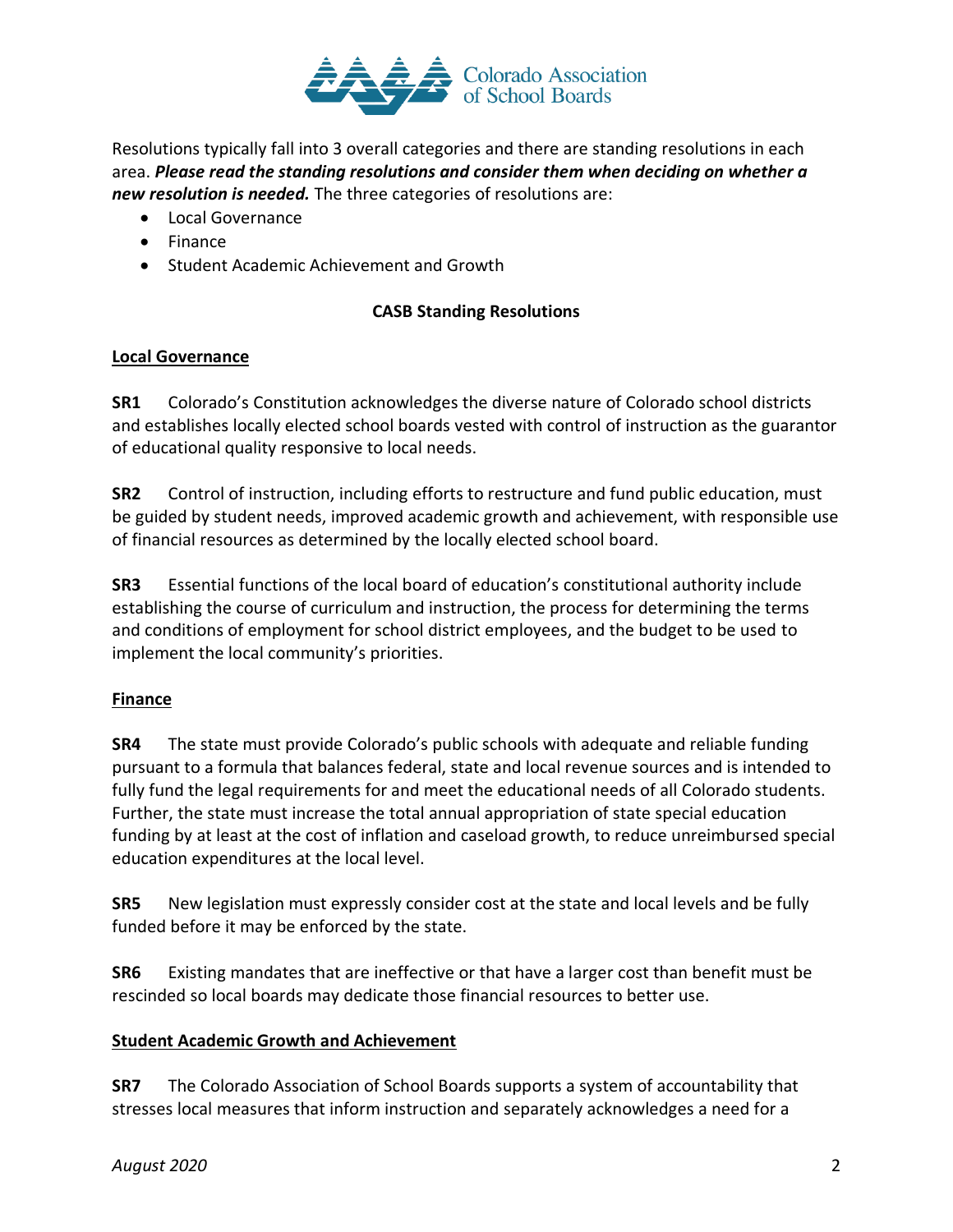Resolutions typically fall into 3 overall categories and there are standing resolutions in each area. ***Please read the standing resolutions and consider them when deciding on whether a new resolution is needed.*** The three categories of resolutions are:

- Local Governance
- Finance
- Student Academic Achievement and Growth

## CASB Standing Resolutions

### Local Governance

**SR1** Colorado's Constitution acknowledges the diverse nature of Colorado school districts and establishes locally elected school boards vested with control of instruction as the guarantor of educational quality responsive to local needs.

**SR2** Control of instruction, including efforts to restructure and fund public education, must be guided by student needs, improved academic growth and achievement, with responsible use of financial resources as determined by the locally elected school board.

**SR3** Essential functions of the local board of education's constitutional authority include establishing the course of curriculum and instruction, the process for determining the terms and conditions of employment for school district employees, and the budget to be used to implement the local community's priorities.

### Finance

**SR4** The state must provide Colorado's public schools with adequate and reliable funding pursuant to a formula that balances federal, state and local revenue sources and is intended to fully fund the legal requirements for and meet the educational needs of all Colorado students. Further, the state must increase the total annual appropriation of state special education funding by at least at the cost of inflation and caseload growth, to reduce unreimbursed special education expenditures at the local level.

**SR5** New legislation must expressly consider cost at the state and local levels and be fully funded before it may be enforced by the state.

**SR6** Existing mandates that are ineffective or that have a larger cost than benefit must be rescinded so local boards may dedicate those financial resources to better use.

### Student Academic Growth and Achievement

**SR7** The Colorado Association of School Boards supports a system of accountability that stresses local measures that inform instruction and separately acknowledges a need for a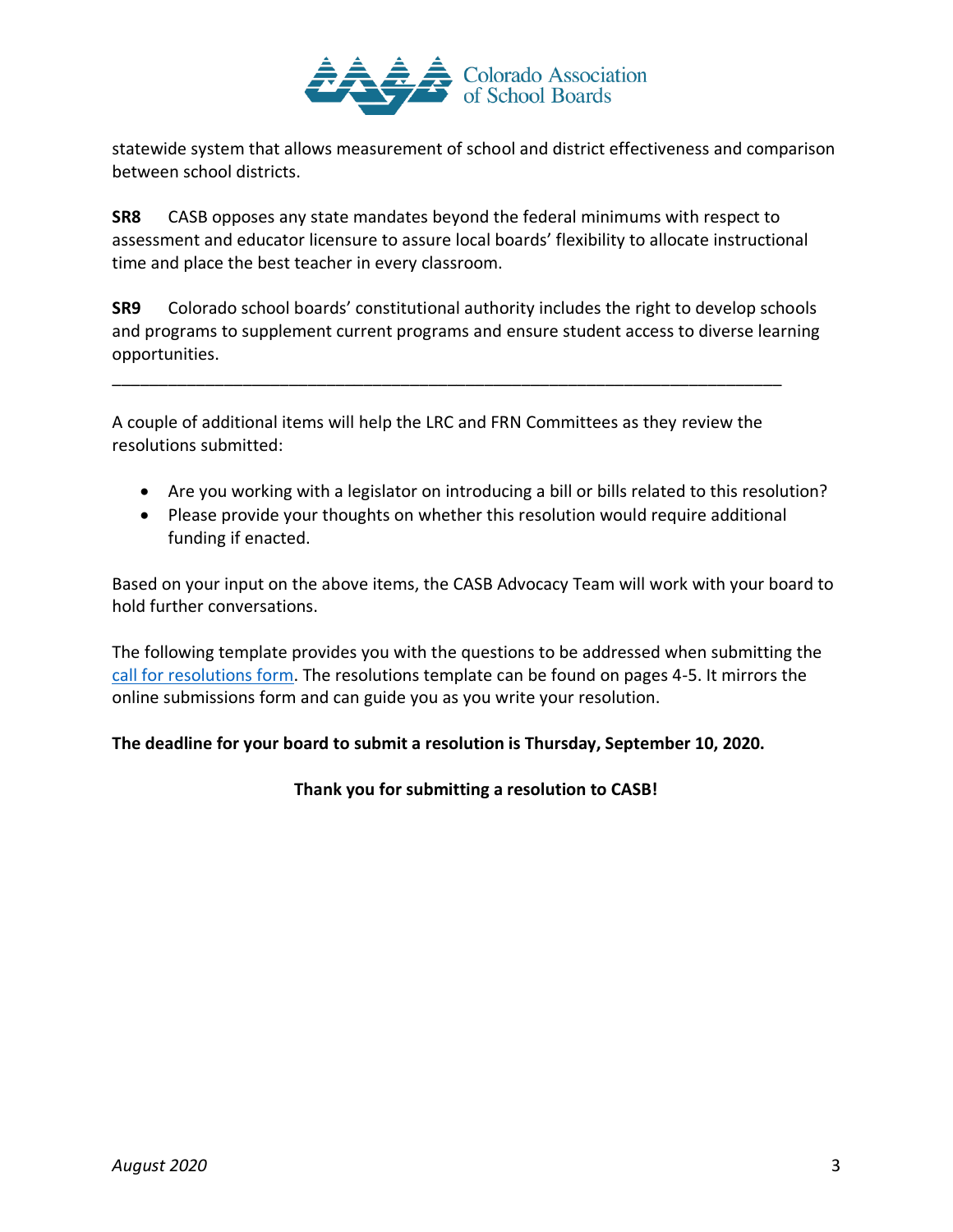statewide system that allows measurement of school and district effectiveness and comparison between school districts.

**SR8** CASB opposes any state mandates beyond the federal minimums with respect to assessment and educator licensure to assure local boards' flexibility to allocate instructional time and place the best teacher in every classroom.

**SR9** Colorado school boards' constitutional authority includes the right to develop schools and programs to supplement current programs and ensure student access to diverse learning opportunities.

---

A couple of additional items will help the LRC and FRN Committees as they review the resolutions submitted:

- Are you working with a legislator on introducing a bill or bills related to this resolution?
- Please provide your thoughts on whether this resolution would require additional funding if enacted.

Based on your input on the above items, the CASB Advocacy Team will work with your board to hold further conversations.

The following template provides you with the questions to be addressed when submitting the call for resolutions form. The resolutions template can be found on pages 4-5. It mirrors the online submissions form and can guide you as you write your resolution.

**The deadline for your board to submit a resolution is Thursday, September 10, 2020.**

**Thank you for submitting a resolution to CASB!**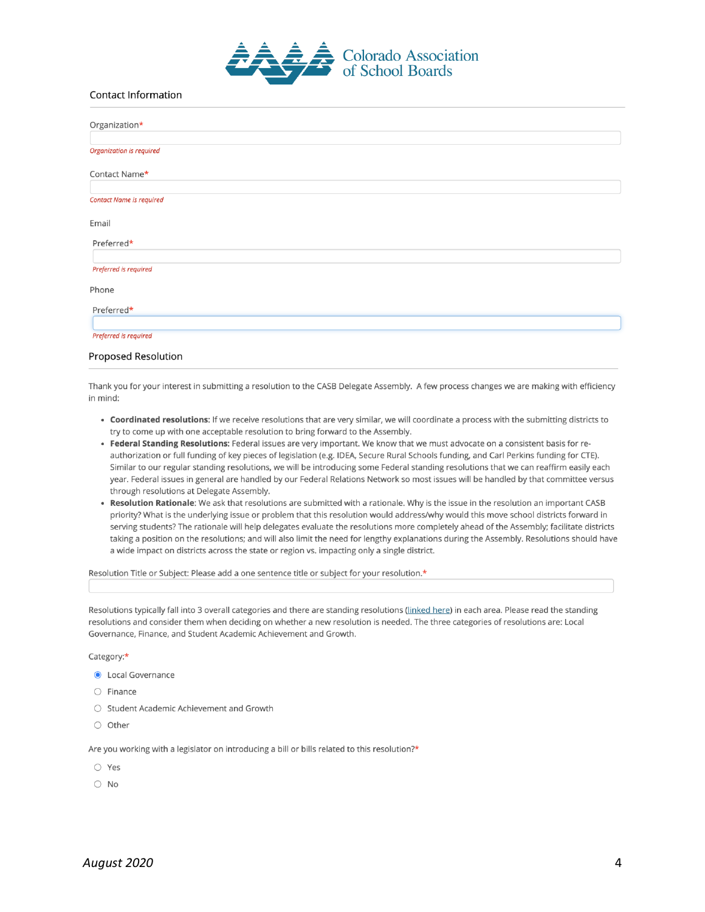Colorado Association of School Boards

## Contact Information

Organization*

*Organization is required*

Contact Name*

*Contact Name is required*

Email

Preferred*

*Preferred is required*

Phone

Preferred*

*Preferred is required*

## Proposed Resolution

Thank you for your interest in submitting a resolution to the CASB Delegate Assembly. A few process changes we are making with efficiency in mind:

- **Coordinated resolutions**: If we receive resolutions that are very similar, we will coordinate a process with the submitting districts to try to come up with one acceptable resolution to bring forward to the Assembly.
- **Federal Standing Resolutions:** Federal issues are very important. We know that we must advocate on a consistent basis for re-authorization or full funding of key pieces of legislation (e.g. IDEA, Secure Rural Schools funding, and Carl Perkins funding for CTE). Similar to our regular standing resolutions, we will be introducing some Federal standing resolutions that we can reaffirm easily each year. Federal issues in general are handled by our Federal Relations Network so most issues will be handled by that committee versus through resolutions at Delegate Assembly.
- **Resolution Rationale**: We ask that resolutions are submitted with a rationale. Why is the issue in the resolution an important CASB priority? What is the underlying issue or problem that this resolution would address/why would this move school districts forward in serving students? The rationale will help delegates evaluate the resolutions more completely ahead of the Assembly; facilitate districts taking a position on the resolutions; and will also limit the need for lengthy explanations during the Assembly. Resolutions should have a wide impact on districts across the state or region vs. impacting only a single district.

Resolution Title or Subject: Please add a one sentence title or subject for your resolution.*

Resolutions typically fall into 3 overall categories and there are standing resolutions (linked here) in each area. Please read the standing resolutions and consider them when deciding on whether a new resolution is needed. The three categories of resolutions are: Local Governance, Finance, and Student Academic Achievement and Growth.

Category:*

- (●) Local Governance
- ( ) Finance
- ( ) Student Academic Achievement and Growth
- ( ) Other

Are you working with a legislator on introducing a bill or bills related to this resolution?*

- ( ) Yes
- ( ) No

*August 2020*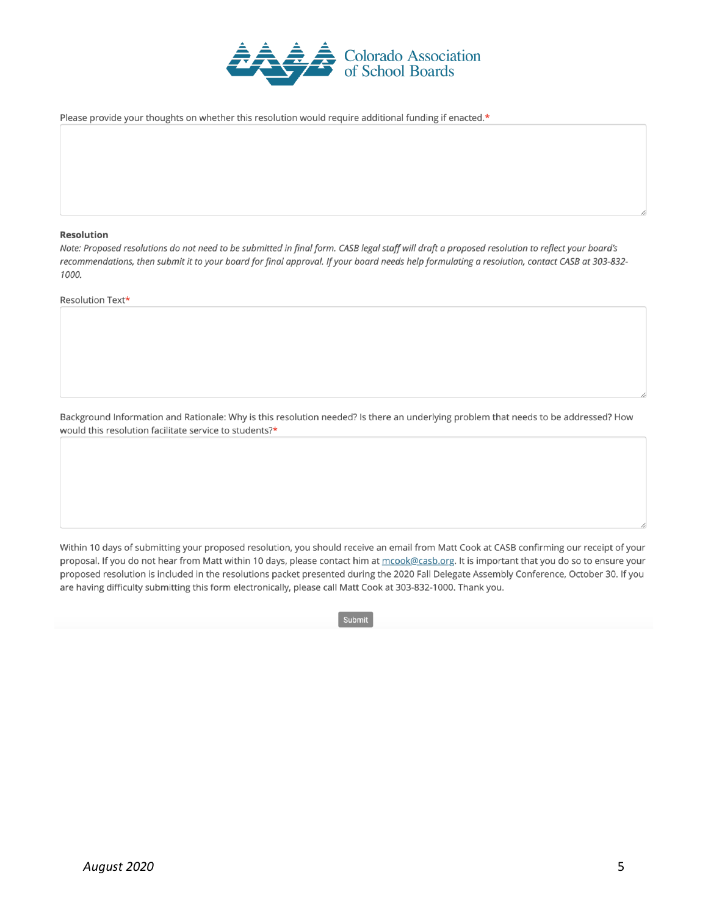Colorado Association of School Boards

Please provide your thoughts on whether this resolution would require additional funding if enacted.*

**Resolution**

*Note: Proposed resolutions do not need to be submitted in final form. CASB legal staff will draft a proposed resolution to reflect your board's recommendations, then submit it to your board for final approval. If your board needs help formulating a resolution, contact CASB at 303-832-1000.*

Resolution Text*

Background Information and Rationale: Why is this resolution needed? Is there an underlying problem that needs to be addressed? How would this resolution facilitate service to students?*

Within 10 days of submitting your proposed resolution, you should receive an email from Matt Cook at CASB confirming our receipt of your proposal. If you do not hear from Matt within 10 days, please contact him at mcook@casb.org. It is important that you do so to ensure your proposed resolution is included in the resolutions packet presented during the 2020 Fall Delegate Assembly Conference, October 30. If you are having difficulty submitting this form electronically, please call Matt Cook at 303-832-1000. Thank you.

Submit